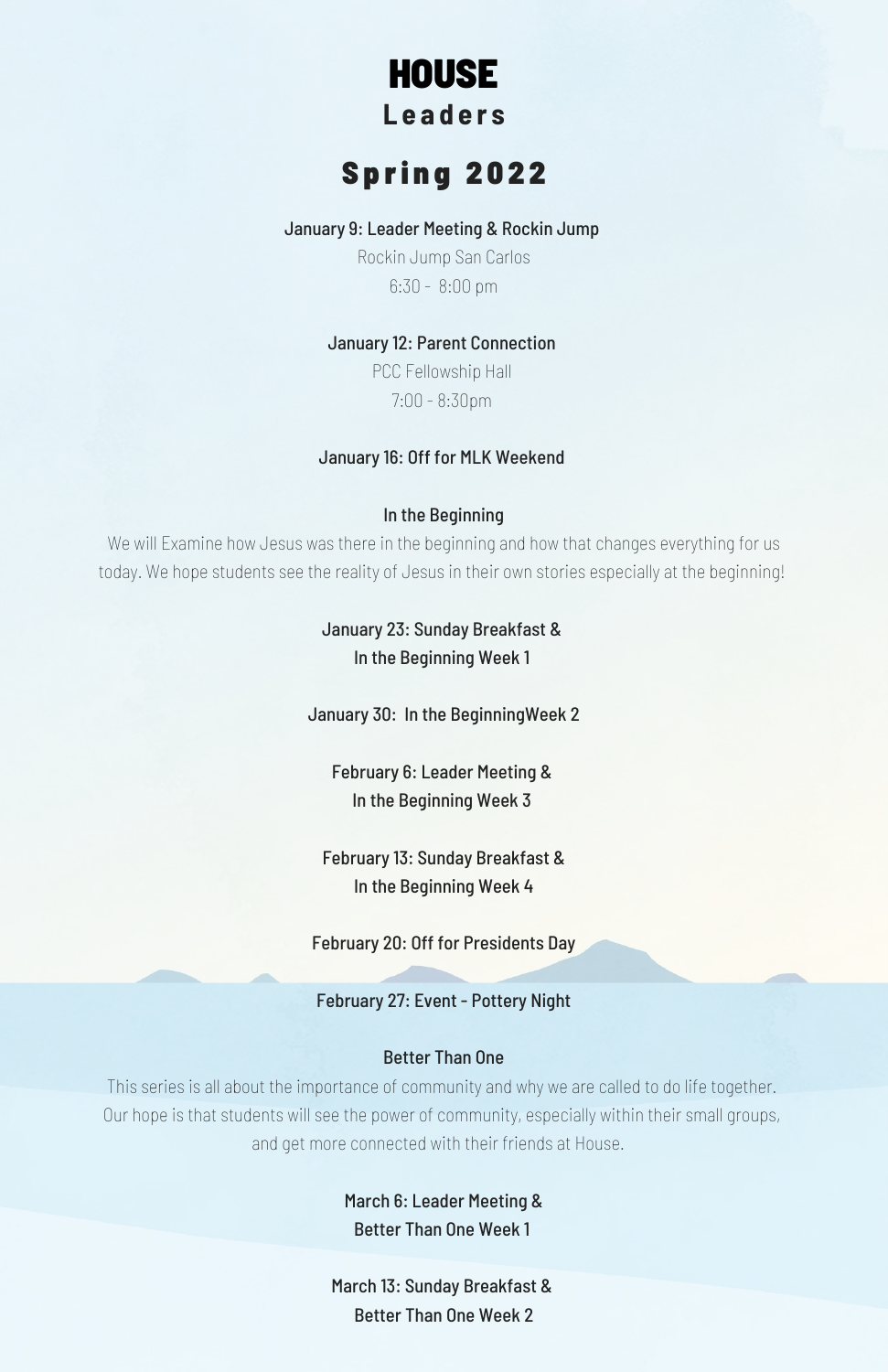# HOUSE

## Leaders

## Spring 2022

**January 9: Leader Meeting & Rockin Jump**
Rockin Jump San Carlos
6:30 - 8:00 pm

**January 12: Parent Connection**
PCC Fellowship Hall
7:00 - 8:30pm

**January 16: Off for MLK Weekend**

### In the Beginning

We will Examine how Jesus was there in the beginning and how that changes everything for us today. We hope students see the reality of Jesus in their own stories especially at the beginning!

**January 23: Sunday Breakfast & In the Beginning Week 1**

**January 30: In the BeginningWeek 2**

**February 6: Leader Meeting & In the Beginning Week 3**

**February 13: Sunday Breakfast & In the Beginning Week 4**

**February 20: Off for Presidents Day**

**February 27: Event - Pottery Night**

### Better Than One

This series is all about the importance of community and why we are called to do life together. Our hope is that students will see the power of community, especially within their small groups, and get more connected with their friends at House.

**March 6: Leader Meeting & Better Than One Week 1**

**March 13: Sunday Breakfast & Better Than One Week 2**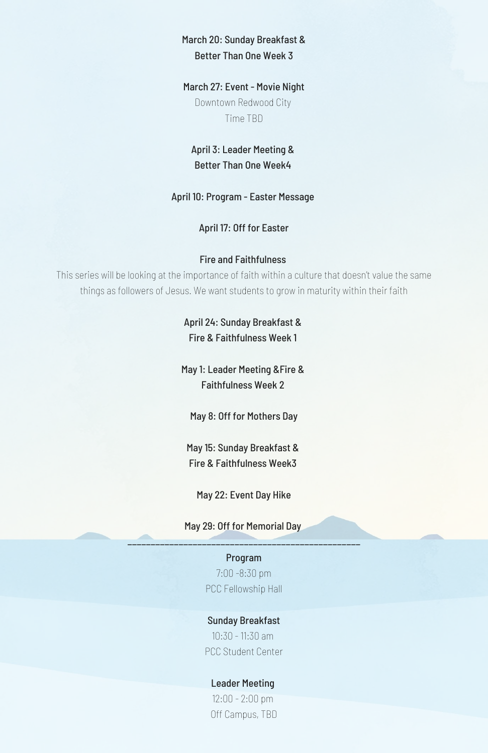**March 20: Sunday Breakfast & Better Than One Week 3**

**March 27: Event - Movie Night**
Downtown Redwood City
Time TBD

**April 3: Leader Meeting & Better Than One Week4**

**April 10: Program - Easter Message**

**April 17: Off for Easter**

## Fire and Faithfulness

This series will be looking at the importance of faith within a culture that doesn't value the same things as followers of Jesus. We want students to grow in maturity within their faith

**April 24: Sunday Breakfast & Fire & Faithfulness Week 1**

**May 1: Leader Meeting &Fire & Faithfulness Week 2**

**May 8: Off for Mothers Day**

**May 15: Sunday Breakfast & Fire & Faithfulness Week3**

**May 22: Event Day Hike**

**May 29: Off for Memorial Day**

---

**Program**
7:00 -8:30 pm
PCC Fellowship Hall

**Sunday Breakfast**
10:30 - 11:30 am
PCC Student Center

**Leader Meeting**
12:00 - 2:00 pm
Off Campus, TBD